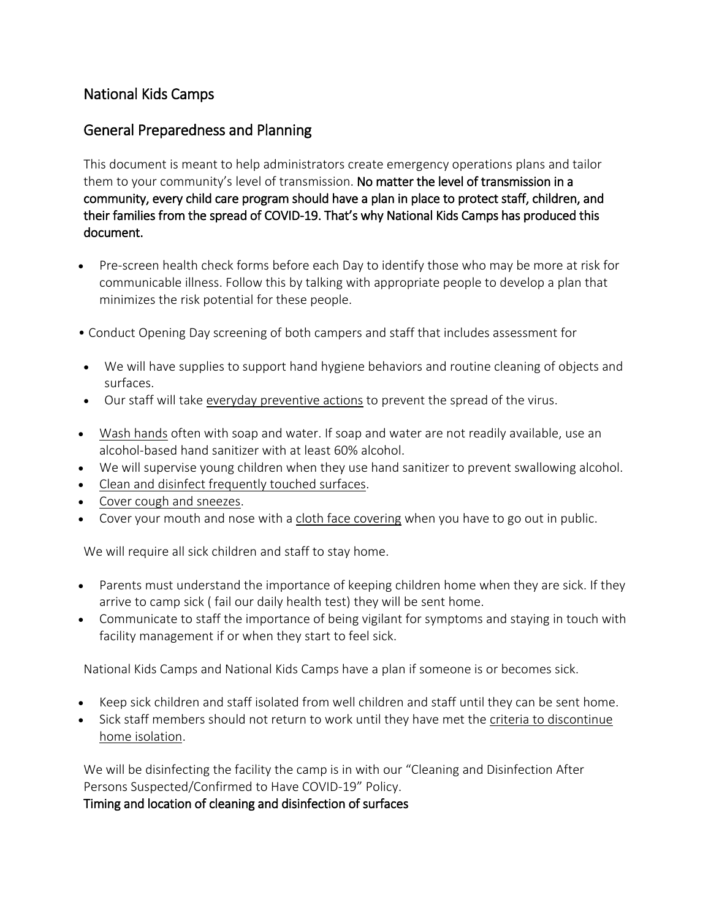## National Kids Camps

## General Preparedness and Planning

This document is meant to help administrators create emergency operations plans and tailor them to your community's level of transmission. **No matter the level of transmission in a community, every child care program should have a plan in place to protect staff, children, and their families from the spread of COVID-19. That's why National Kids Camps has produced this document.**

- Pre-screen health check forms before each Day to identify those who may be more at risk for communicable illness. Follow this by talking with appropriate people to develop a plan that minimizes the risk potential for these people.

• Conduct Opening Day screening of both campers and staff that includes assessment for

- We will have supplies to support hand hygiene behaviors and routine cleaning of objects and surfaces.
- Our staff will take everyday preventive actions to prevent the spread of the virus.

- Wash hands often with soap and water. If soap and water are not readily available, use an alcohol-based hand sanitizer with at least 60% alcohol.
- We will supervise young children when they use hand sanitizer to prevent swallowing alcohol.
- Clean and disinfect frequently touched surfaces.
- Cover cough and sneezes.
- Cover your mouth and nose with a cloth face covering when you have to go out in public.

We will require all sick children and staff to stay home.

- Parents must understand the importance of keeping children home when they are sick. If they arrive to camp sick ( fail our daily health test) they will be sent home.
- Communicate to staff the importance of being vigilant for symptoms and staying in touch with facility management if or when they start to feel sick.

National Kids Camps and National Kids Camps have a plan if someone is or becomes sick.

- Keep sick children and staff isolated from well children and staff until they can be sent home.
- Sick staff members should not return to work until they have met the criteria to discontinue home isolation.

We will be disinfecting the facility the camp is in with our "Cleaning and Disinfection After Persons Suspected/Confirmed to Have COVID-19" Policy.

**Timing and location of cleaning and disinfection of surfaces**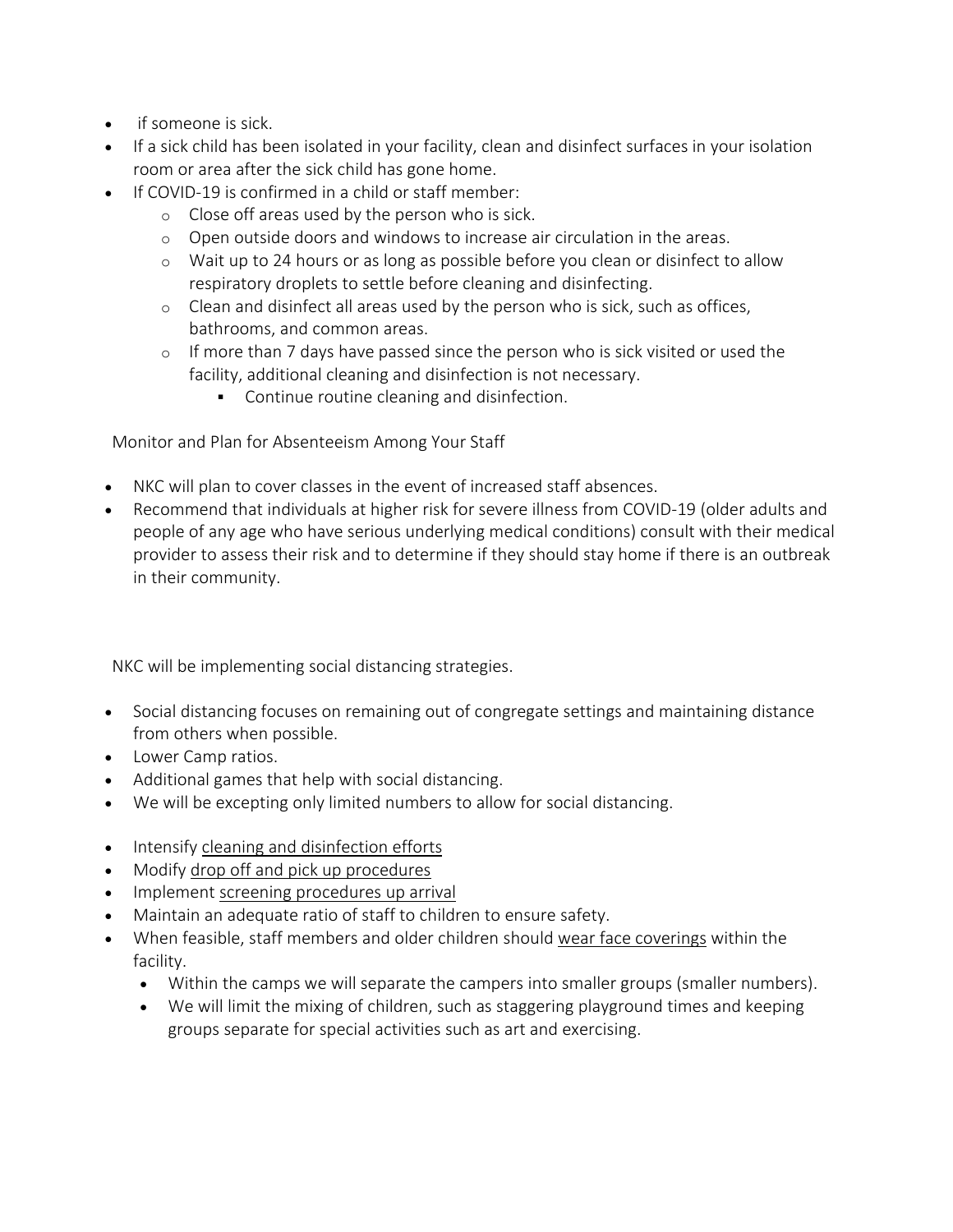- if someone is sick.
- If a sick child has been isolated in your facility, clean and disinfect surfaces in your isolation room or area after the sick child has gone home.
- If COVID-19 is confirmed in a child or staff member:
    - Close off areas used by the person who is sick.
    - Open outside doors and windows to increase air circulation in the areas.
    - Wait up to 24 hours or as long as possible before you clean or disinfect to allow respiratory droplets to settle before cleaning and disinfecting.
    - Clean and disinfect all areas used by the person who is sick, such as offices, bathrooms, and common areas.
    - If more than 7 days have passed since the person who is sick visited or used the facility, additional cleaning and disinfection is not necessary.
        - Continue routine cleaning and disinfection.

Monitor and Plan for Absenteeism Among Your Staff

- NKC will plan to cover classes in the event of increased staff absences.
- Recommend that individuals at higher risk for severe illness from COVID-19 (older adults and people of any age who have serious underlying medical conditions) consult with their medical provider to assess their risk and to determine if they should stay home if there is an outbreak in their community.

NKC will be implementing social distancing strategies.

- Social distancing focuses on remaining out of congregate settings and maintaining distance from others when possible.
- Lower Camp ratios.
- Additional games that help with social distancing.
- We will be excepting only limited numbers to allow for social distancing.

- Intensify cleaning and disinfection efforts
- Modify drop off and pick up procedures
- Implement screening procedures up arrival
- Maintain an adequate ratio of staff to children to ensure safety.
- When feasible, staff members and older children should wear face coverings within the facility.
    - Within the camps we will separate the campers into smaller groups (smaller numbers).
    - We will limit the mixing of children, such as staggering playground times and keeping groups separate for special activities such as art and exercising.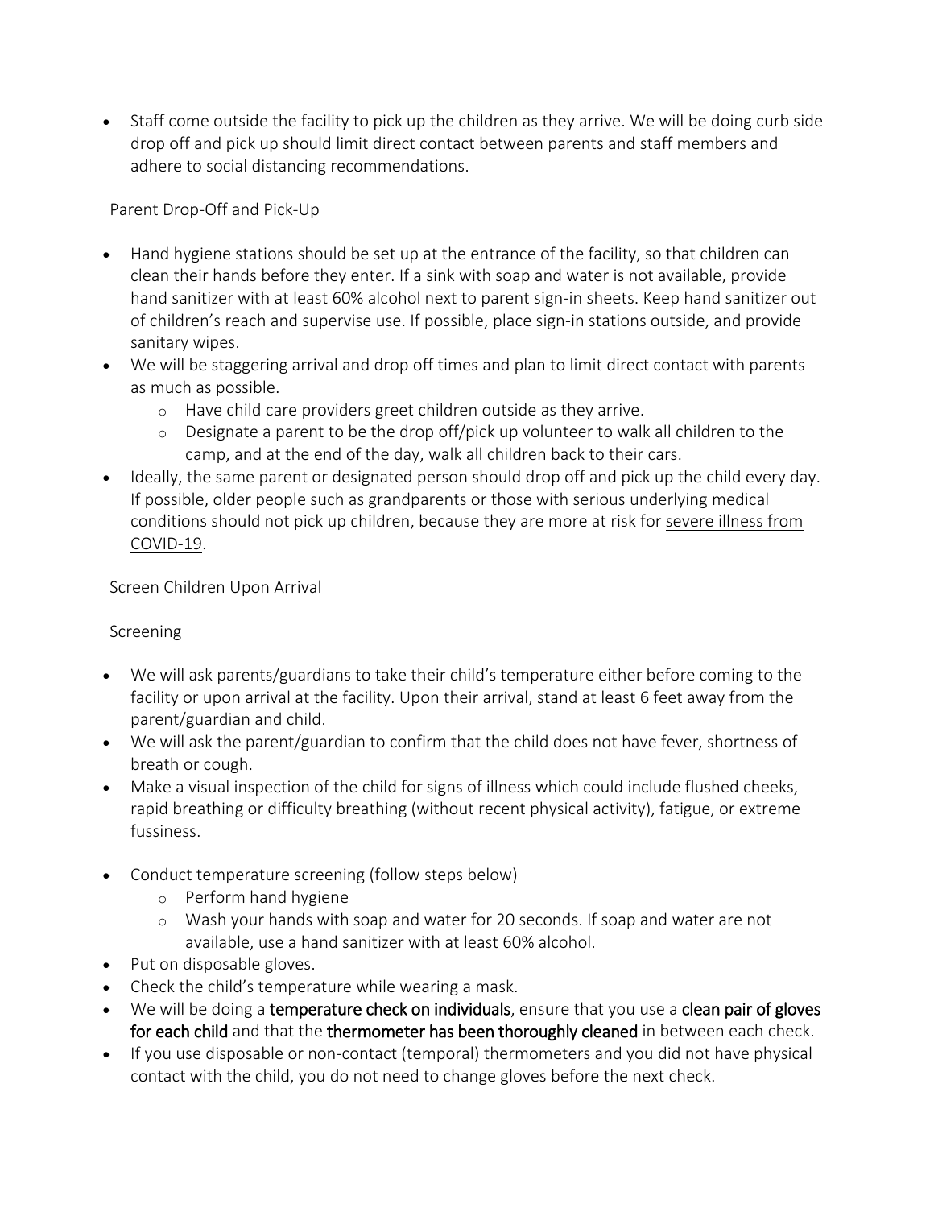- Staff come outside the facility to pick up the children as they arrive. We will be doing curb side drop off and pick up should limit direct contact between parents and staff members and adhere to social distancing recommendations.

Parent Drop-Off and Pick-Up

- Hand hygiene stations should be set up at the entrance of the facility, so that children can clean their hands before they enter. If a sink with soap and water is not available, provide hand sanitizer with at least 60% alcohol next to parent sign-in sheets. Keep hand sanitizer out of children's reach and supervise use. If possible, place sign-in stations outside, and provide sanitary wipes.
- We will be staggering arrival and drop off times and plan to limit direct contact with parents as much as possible.
    - Have child care providers greet children outside as they arrive.
    - Designate a parent to be the drop off/pick up volunteer to walk all children to the camp, and at the end of the day, walk all children back to their cars.
- Ideally, the same parent or designated person should drop off and pick up the child every day. If possible, older people such as grandparents or those with serious underlying medical conditions should not pick up children, because they are more at risk for severe illness from COVID-19.

Screen Children Upon Arrival

Screening

- We will ask parents/guardians to take their child's temperature either before coming to the facility or upon arrival at the facility. Upon their arrival, stand at least 6 feet away from the parent/guardian and child.
- We will ask the parent/guardian to confirm that the child does not have fever, shortness of breath or cough.
- Make a visual inspection of the child for signs of illness which could include flushed cheeks, rapid breathing or difficulty breathing (without recent physical activity), fatigue, or extreme fussiness.
- Conduct temperature screening (follow steps below)
    - Perform hand hygiene
    - Wash your hands with soap and water for 20 seconds. If soap and water are not available, use a hand sanitizer with at least 60% alcohol.
- Put on disposable gloves.
- Check the child's temperature while wearing a mask.
- We will be doing a **temperature check on individuals**, ensure that you use a **clean pair of gloves for each child** and that the **thermometer has been thoroughly cleaned** in between each check.
- If you use disposable or non-contact (temporal) thermometers and you did not have physical contact with the child, you do not need to change gloves before the next check.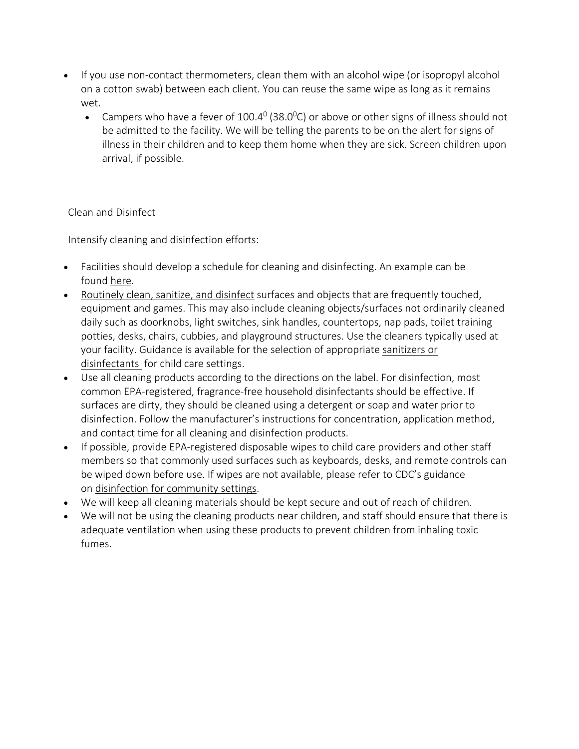- If you use non-contact thermometers, clean them with an alcohol wipe (or isopropyl alcohol on a cotton swab) between each client. You can reuse the same wipe as long as it remains wet.
  - Campers who have a fever of $100.4^0$ ($38.0^0$C) or above or other signs of illness should not be admitted to the facility. We will be telling the parents to be on the alert for signs of illness in their children and to keep them home when they are sick. Screen children upon arrival, if possible.

Clean and Disinfect

Intensify cleaning and disinfection efforts:

- Facilities should develop a schedule for cleaning and disinfecting. An example can be found here.
- Routinely clean, sanitize, and disinfect surfaces and objects that are frequently touched, equipment and games. This may also include cleaning objects/surfaces not ordinarily cleaned daily such as doorknobs, light switches, sink handles, countertops, nap pads, toilet training potties, desks, chairs, cubbies, and playground structures. Use the cleaners typically used at your facility. Guidance is available for the selection of appropriate sanitizers or disinfectants for child care settings.
- Use all cleaning products according to the directions on the label. For disinfection, most common EPA-registered, fragrance-free household disinfectants should be effective. If surfaces are dirty, they should be cleaned using a detergent or soap and water prior to disinfection. Follow the manufacturer's instructions for concentration, application method, and contact time for all cleaning and disinfection products.
- If possible, provide EPA-registered disposable wipes to child care providers and other staff members so that commonly used surfaces such as keyboards, desks, and remote controls can be wiped down before use. If wipes are not available, please refer to CDC's guidance on disinfection for community settings.
- We will keep all cleaning materials should be kept secure and out of reach of children.
- We will not be using the cleaning products near children, and staff should ensure that there is adequate ventilation when using these products to prevent children from inhaling toxic fumes.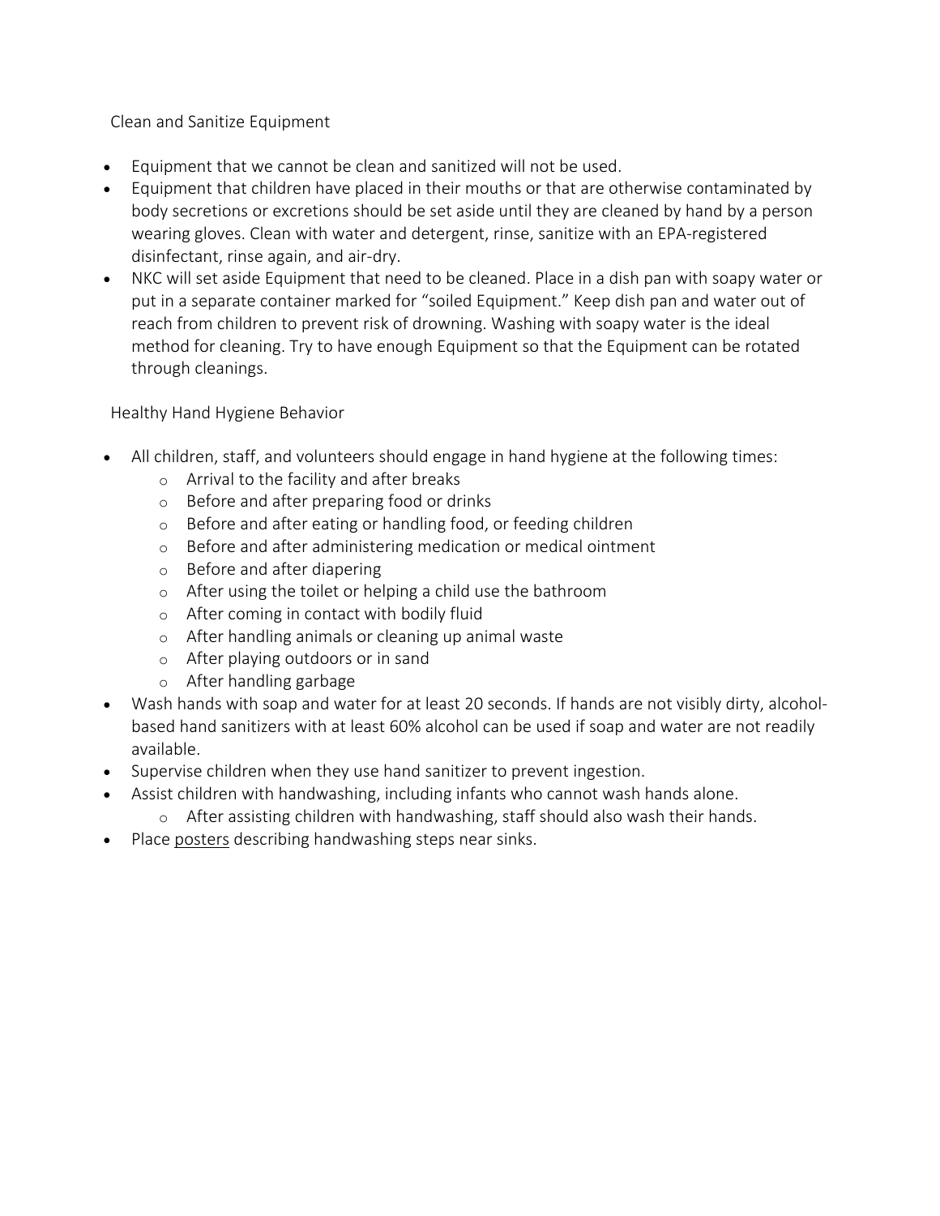## Clean and Sanitize Equipment

- Equipment that we cannot be clean and sanitized will not be used.
- Equipment that children have placed in their mouths or that are otherwise contaminated by body secretions or excretions should be set aside until they are cleaned by hand by a person wearing gloves. Clean with water and detergent, rinse, sanitize with an EPA-registered disinfectant, rinse again, and air-dry.
- NKC will set aside Equipment that need to be cleaned. Place in a dish pan with soapy water or put in a separate container marked for "soiled Equipment." Keep dish pan and water out of reach from children to prevent risk of drowning. Washing with soapy water is the ideal method for cleaning. Try to have enough Equipment so that the Equipment can be rotated through cleanings.

## Healthy Hand Hygiene Behavior

- All children, staff, and volunteers should engage in hand hygiene at the following times:
  - Arrival to the facility and after breaks
  - Before and after preparing food or drinks
  - Before and after eating or handling food, or feeding children
  - Before and after administering medication or medical ointment
  - Before and after diapering
  - After using the toilet or helping a child use the bathroom
  - After coming in contact with bodily fluid
  - After handling animals or cleaning up animal waste
  - After playing outdoors or in sand
  - After handling garbage
- Wash hands with soap and water for at least 20 seconds. If hands are not visibly dirty, alcohol-based hand sanitizers with at least 60% alcohol can be used if soap and water are not readily available.
- Supervise children when they use hand sanitizer to prevent ingestion.
- Assist children with handwashing, including infants who cannot wash hands alone.
  - After assisting children with handwashing, staff should also wash their hands.
- Place posters describing handwashing steps near sinks.